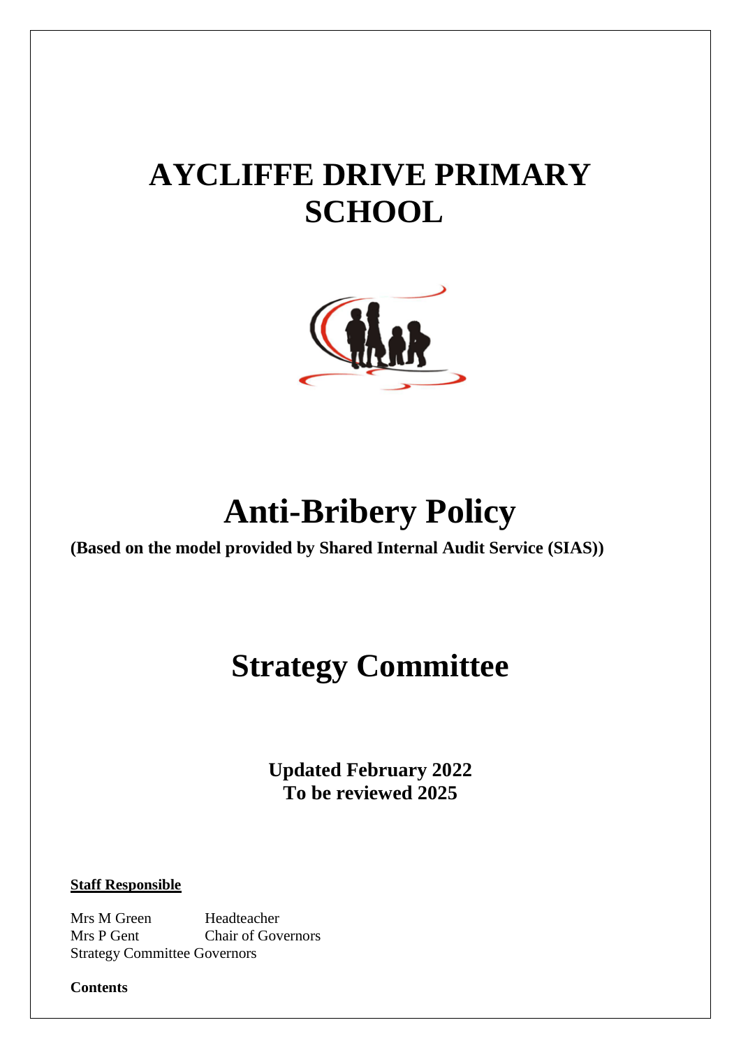# AYCLIFFE DRIVE PRIMARY SCHOOL

# Anti-Bribery Policy

**(Based on the model provided by Shared Internal Audit Service (SIAS))**

# Strategy Committee

**Updated February 2022**
**To be reviewed 2025**

**Staff Responsible**

| | |
|---|---|
| Mrs M Green | Headteacher |
| Mrs P Gent | Chair of Governors |

Strategy Committee Governors

**Contents**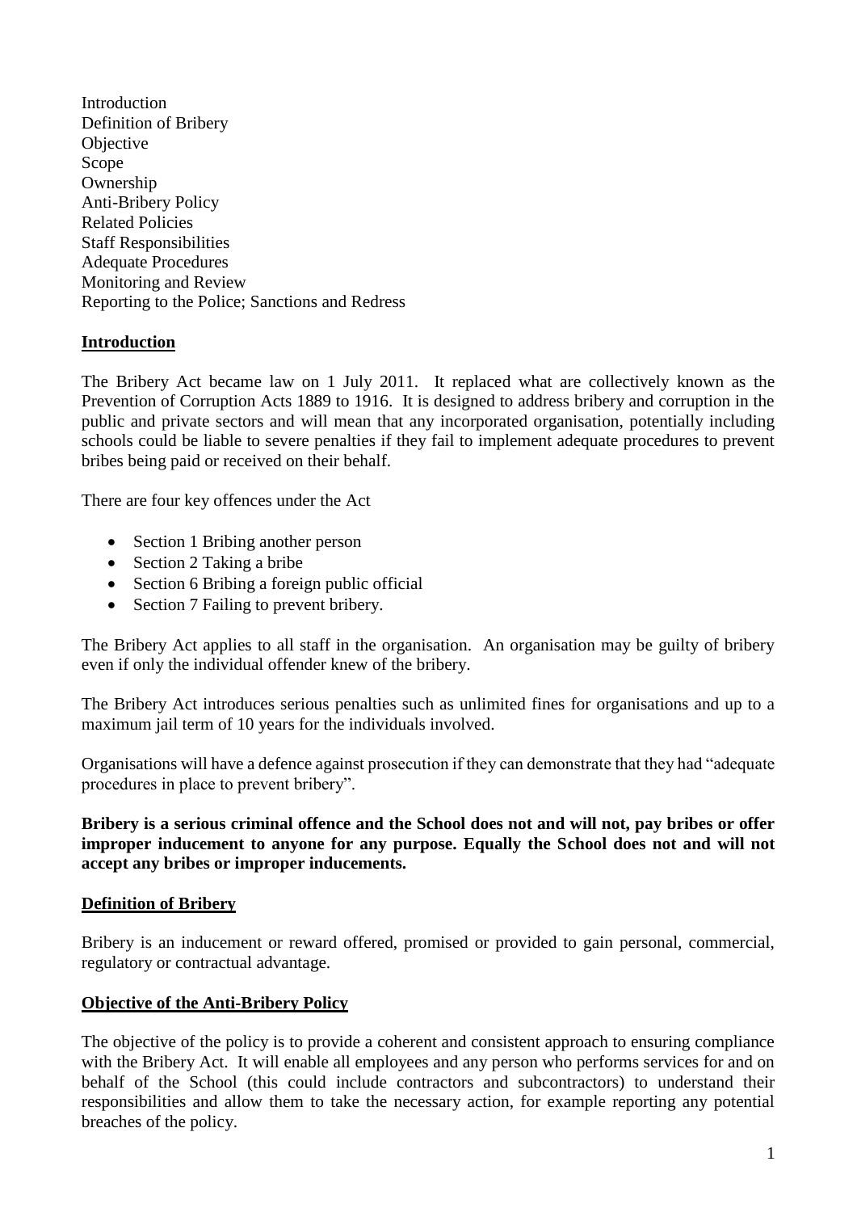Introduction
Definition of Bribery
Objective
Scope
Ownership
Anti-Bribery Policy
Related Policies
Staff Responsibilities
Adequate Procedures
Monitoring and Review
Reporting to the Police; Sanctions and Redress

## Introduction

The Bribery Act became law on 1 July 2011. It replaced what are collectively known as the Prevention of Corruption Acts 1889 to 1916. It is designed to address bribery and corruption in the public and private sectors and will mean that any incorporated organisation, potentially including schools could be liable to severe penalties if they fail to implement adequate procedures to prevent bribes being paid or received on their behalf.

There are four key offences under the Act

- Section 1 Bribing another person
- Section 2 Taking a bribe
- Section 6 Bribing a foreign public official
- Section 7 Failing to prevent bribery.

The Bribery Act applies to all staff in the organisation. An organisation may be guilty of bribery even if only the individual offender knew of the bribery.

The Bribery Act introduces serious penalties such as unlimited fines for organisations and up to a maximum jail term of 10 years for the individuals involved.

Organisations will have a defence against prosecution if they can demonstrate that they had "adequate procedures in place to prevent bribery".

**Bribery is a serious criminal offence and the School does not and will not, pay bribes or offer improper inducement to anyone for any purpose. Equally the School does not and will not accept any bribes or improper inducements.**

## Definition of Bribery

Bribery is an inducement or reward offered, promised or provided to gain personal, commercial, regulatory or contractual advantage.

## Objective of the Anti-Bribery Policy

The objective of the policy is to provide a coherent and consistent approach to ensuring compliance with the Bribery Act. It will enable all employees and any person who performs services for and on behalf of the School (this could include contractors and subcontractors) to understand their responsibilities and allow them to take the necessary action, for example reporting any potential breaches of the policy.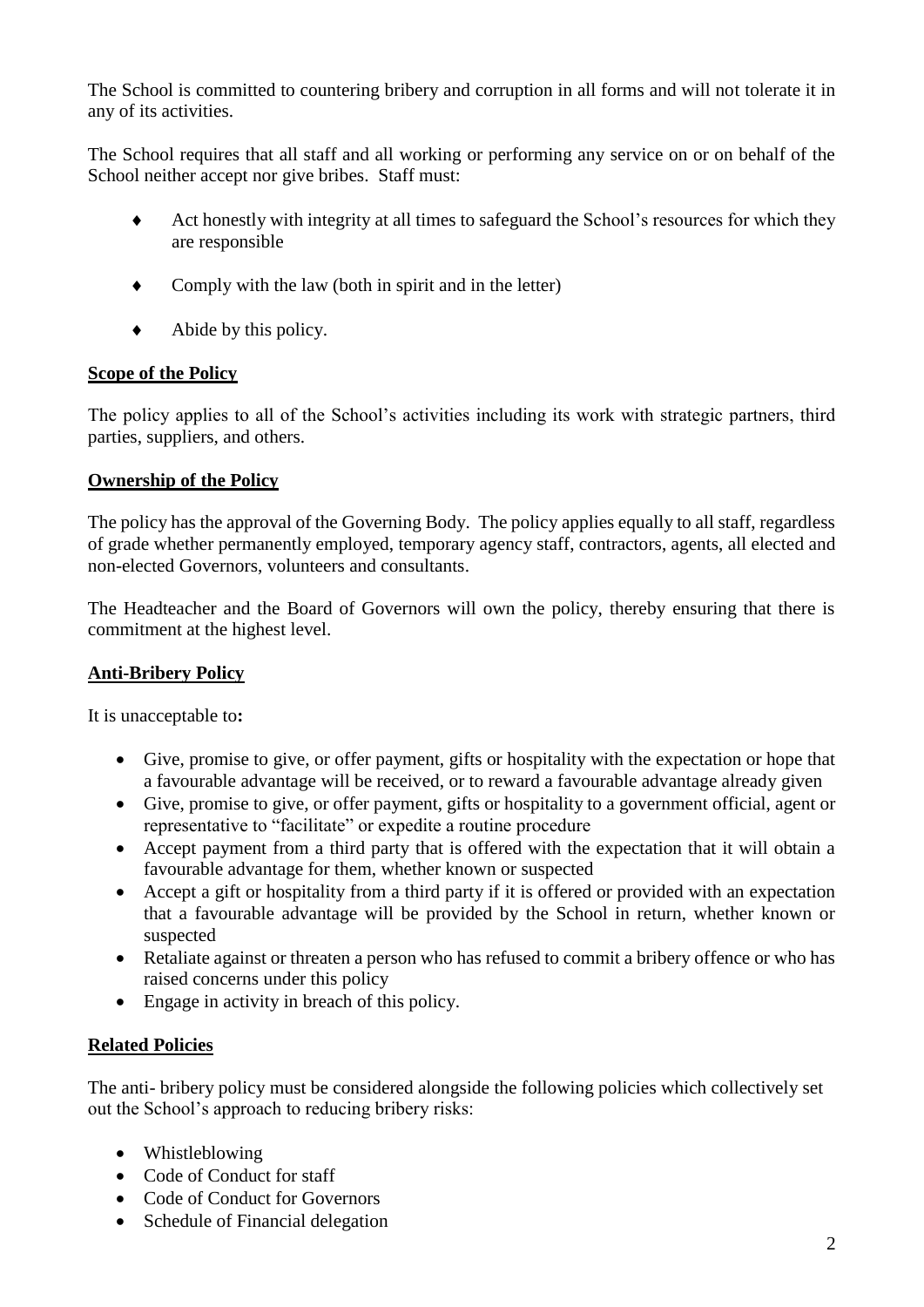The School is committed to countering bribery and corruption in all forms and will not tolerate it in any of its activities.

The School requires that all staff and all working or performing any service on or on behalf of the School neither accept nor give bribes. Staff must:

- Act honestly with integrity at all times to safeguard the School's resources for which they are responsible
- Comply with the law (both in spirit and in the letter)
- Abide by this policy.

**Scope of the Policy**

The policy applies to all of the School's activities including its work with strategic partners, third parties, suppliers, and others.

**Ownership of the Policy**

The policy has the approval of the Governing Body. The policy applies equally to all staff, regardless of grade whether permanently employed, temporary agency staff, contractors, agents, all elected and non-elected Governors, volunteers and consultants.

The Headteacher and the Board of Governors will own the policy, thereby ensuring that there is commitment at the highest level.

**Anti-Bribery Policy**

It is unacceptable to**:**

- Give, promise to give, or offer payment, gifts or hospitality with the expectation or hope that a favourable advantage will be received, or to reward a favourable advantage already given
- Give, promise to give, or offer payment, gifts or hospitality to a government official, agent or representative to "facilitate" or expedite a routine procedure
- Accept payment from a third party that is offered with the expectation that it will obtain a favourable advantage for them, whether known or suspected
- Accept a gift or hospitality from a third party if it is offered or provided with an expectation that a favourable advantage will be provided by the School in return, whether known or suspected
- Retaliate against or threaten a person who has refused to commit a bribery offence or who has raised concerns under this policy
- Engage in activity in breach of this policy.

**Related Policies**

The anti- bribery policy must be considered alongside the following policies which collectively set out the School's approach to reducing bribery risks:

- Whistleblowing
- Code of Conduct for staff
- Code of Conduct for Governors
- Schedule of Financial delegation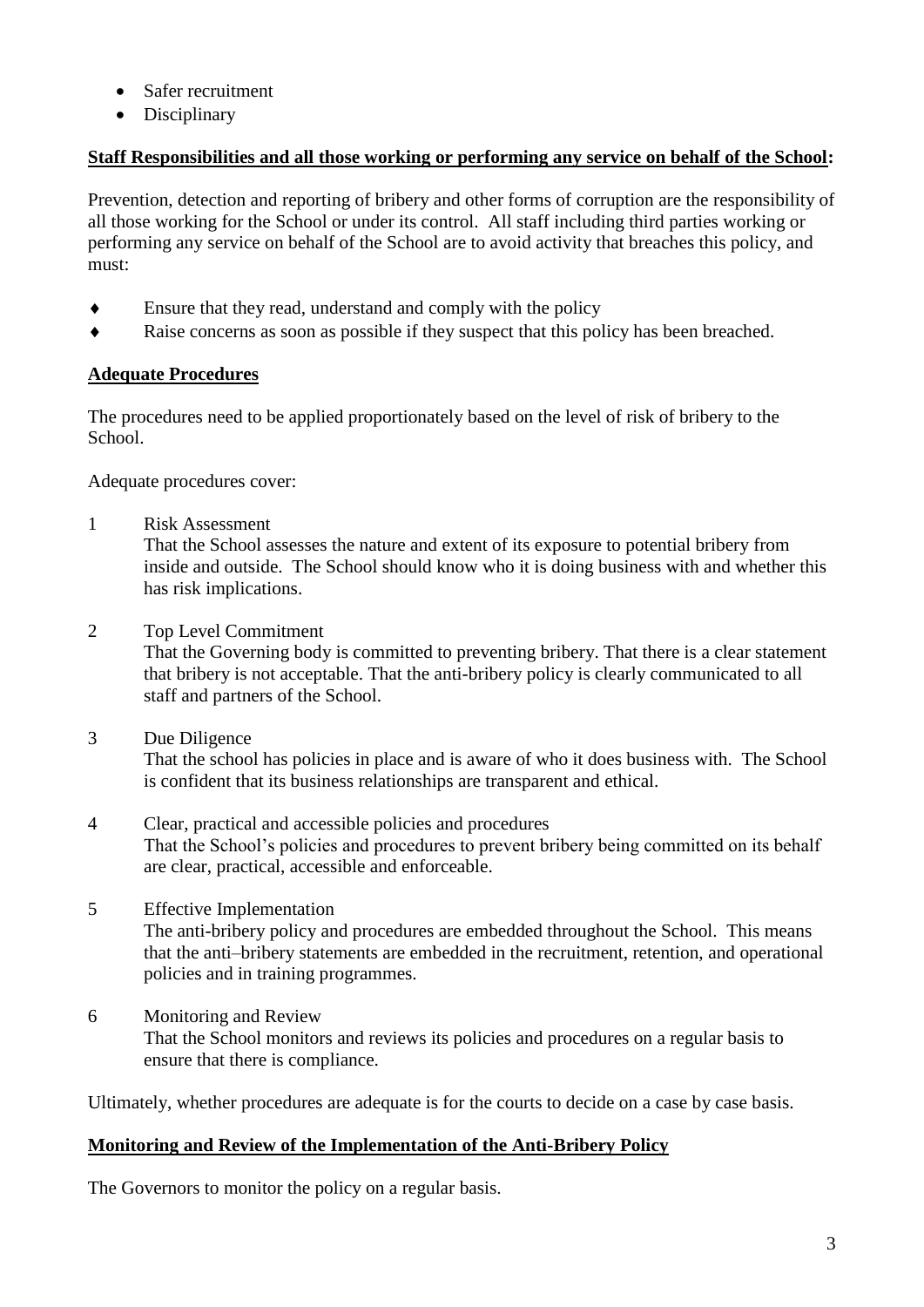- Safer recruitment
- Disciplinary

**Staff Responsibilities and all those working or performing any service on behalf of the School:**

Prevention, detection and reporting of bribery and other forms of corruption are the responsibility of all those working for the School or under its control. All staff including third parties working or performing any service on behalf of the School are to avoid activity that breaches this policy, and must:

- Ensure that they read, understand and comply with the policy
- Raise concerns as soon as possible if they suspect that this policy has been breached.

**Adequate Procedures**

The procedures need to be applied proportionately based on the level of risk of bribery to the School.

Adequate procedures cover:

1. Risk Assessment
   That the School assesses the nature and extent of its exposure to potential bribery from inside and outside. The School should know who it is doing business with and whether this has risk implications.

2. Top Level Commitment
   That the Governing body is committed to preventing bribery. That there is a clear statement that bribery is not acceptable. That the anti-bribery policy is clearly communicated to all staff and partners of the School.

3. Due Diligence
   That the school has policies in place and is aware of who it does business with. The School is confident that its business relationships are transparent and ethical.

4. Clear, practical and accessible policies and procedures
   That the School's policies and procedures to prevent bribery being committed on its behalf are clear, practical, accessible and enforceable.

5. Effective Implementation
   The anti-bribery policy and procedures are embedded throughout the School. This means that the anti–bribery statements are embedded in the recruitment, retention, and operational policies and in training programmes.

6. Monitoring and Review
   That the School monitors and reviews its policies and procedures on a regular basis to ensure that there is compliance.

Ultimately, whether procedures are adequate is for the courts to decide on a case by case basis.

**Monitoring and Review of the Implementation of the Anti-Bribery Policy**

The Governors to monitor the policy on a regular basis.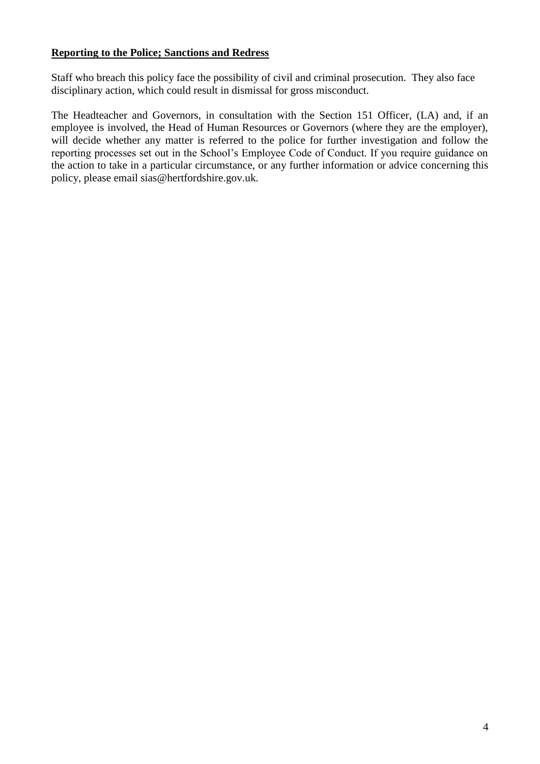**Reporting to the Police; Sanctions and Redress**

Staff who breach this policy face the possibility of civil and criminal prosecution. They also face disciplinary action, which could result in dismissal for gross misconduct.

The Headteacher and Governors, in consultation with the Section 151 Officer, (LA) and, if an employee is involved, the Head of Human Resources or Governors (where they are the employer), will decide whether any matter is referred to the police for further investigation and follow the reporting processes set out in the School's Employee Code of Conduct. If you require guidance on the action to take in a particular circumstance, or any further information or advice concerning this policy, please email sias@hertfordshire.gov.uk.